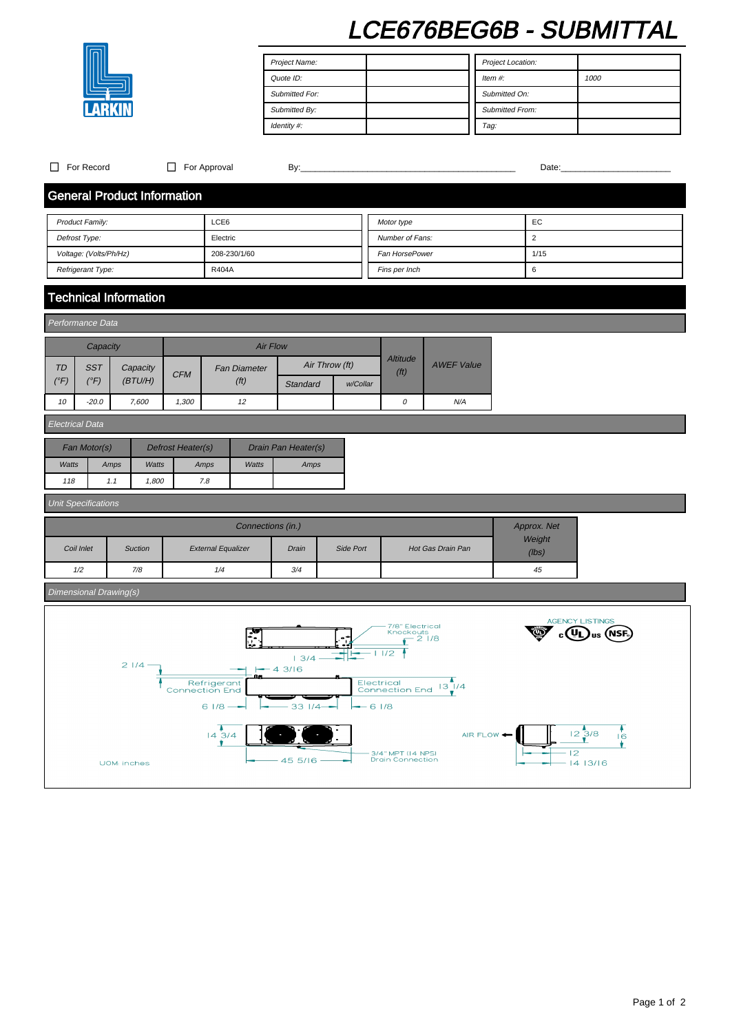# LCE676BEG6B - SUBMITTAL

LARKIN

| Project Name: | | Project Location: | |
|---|---|---|---|
| Quote ID: | | Item #: | 1000 |
| Submitted For: | | Submitted On: | |
| Submitted By: | | Submitted From: | |
| Identity #: | | Tag: | |

☐ For Record ☐ For Approval By:_____________________________________________ Date:_______________________

## General Product Information

| Product Family: | LCE6 | Motor type | EC |
|---|---|---|---|
| Defrost Type: | Electric | Number of Fans: | 2 |
| Voltage: (Volts/Ph/Hz) | 208-230/1/60 | Fan HorsePower | 1/15 |
| Refrigerant Type: | R404A | Fins per Inch | 6 |

## Technical Information

### Performance Data

| Capacity | | | Air Flow | | | | Altitude (ft) | AWEF Value |
|---|---|---|---|---|---|---|---|---|
| TD (°F) | SST (°F) | Capacity (BTU/H) | CFM | Fan Diameter (ft) | Air Throw (ft) Standard | Air Throw (ft) w/Collar | | |
| 10 | -20.0 | 7,600 | 1,300 | 12 | | | 0 | N/A |

### Electrical Data

| Fan Motor(s) | | Defrost Heater(s) | | Drain Pan Heater(s) | |
|---|---|---|---|---|---|
| Watts | Amps | Watts | Amps | Watts | Amps |
| 118 | 1.1 | 1,800 | 7.8 | | |

### Unit Specifications

| Connections (in.) | | | | | | Approx. Net Weight (lbs) |
|---|---|---|---|---|---|---|
| Coil Inlet | Suction | External Equalizer | Drain | Side Port | Hot Gas Drain Pan | |
| 1/2 | 7/8 | 1/4 | 3/4 | | | 45 |

### Dimensional Drawing(s)

7/8" Electrical Knockouts
2 1/8
1 1/2
1 3/4
2 1/4
4 3/16
Refrigerant Connection End
Electrical Connection End
13 1/4
6 1/8
33 1/4
6 1/8
AGENCY LISTINGS
c UL us NSF
14 3/4
45 5/16
3/4" MPT (14 NPS) Drain Connection
AIR FLOW
12 3/8
16
12
14 13/16
UOM: inches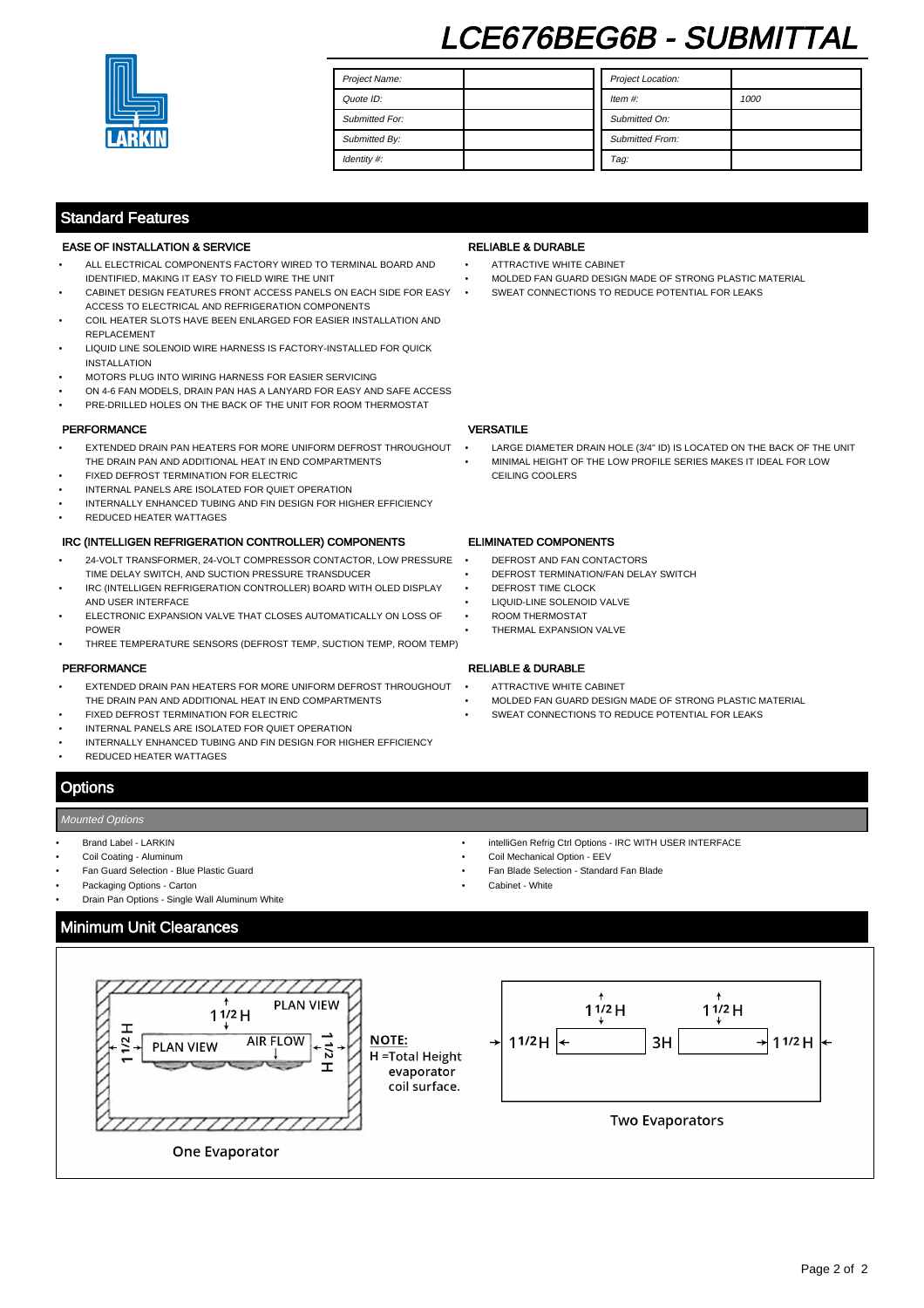# LCE676BEG6B - SUBMITTAL

| | | | |
|---|---|---|---|
| Project Name: | | Project Location: | |
| Quote ID: | | Item #: | 1000 |
| Submitted For: | | Submitted On: | |
| Submitted By: | | Submitted From: | |
| Identity #: | | Tag: | |

## Standard Features

### EASE OF INSTALLATION & SERVICE

- ALL ELECTRICAL COMPONENTS FACTORY WIRED TO TERMINAL BOARD AND IDENTIFIED, MAKING IT EASY TO FIELD WIRE THE UNIT
- CABINET DESIGN FEATURES FRONT ACCESS PANELS ON EACH SIDE FOR EASY ACCESS TO ELECTRICAL AND REFRIGERATION COMPONENTS
- COIL HEATER SLOTS HAVE BEEN ENLARGED FOR EASIER INSTALLATION AND REPLACEMENT
- LIQUID LINE SOLENOID WIRE HARNESS IS FACTORY-INSTALLED FOR QUICK INSTALLATION
- MOTORS PLUG INTO WIRING HARNESS FOR EASIER SERVICING
- ON 4-6 FAN MODELS, DRAIN PAN HAS A LANYARD FOR EASY AND SAFE ACCESS
- PRE-DRILLED HOLES ON THE BACK OF THE UNIT FOR ROOM THERMOSTAT

### RELIABLE & DURABLE

- ATTRACTIVE WHITE CABINET
- MOLDED FAN GUARD DESIGN MADE OF STRONG PLASTIC MATERIAL
- SWEAT CONNECTIONS TO REDUCE POTENTIAL FOR LEAKS

### PERFORMANCE

- EXTENDED DRAIN PAN HEATERS FOR MORE UNIFORM DEFROST THROUGHOUT THE DRAIN PAN AND ADDITIONAL HEAT IN END COMPARTMENTS
- FIXED DEFROST TERMINATION FOR ELECTRIC
- INTERNAL PANELS ARE ISOLATED FOR QUIET OPERATION
- INTERNALLY ENHANCED TUBING AND FIN DESIGN FOR HIGHER EFFICIENCY
- REDUCED HEATER WATTAGES

### VERSATILE

- LARGE DIAMETER DRAIN HOLE (3/4" ID) IS LOCATED ON THE BACK OF THE UNIT
- MINIMAL HEIGHT OF THE LOW PROFILE SERIES MAKES IT IDEAL FOR LOW CEILING COOLERS

### IRC (INTELLIGEN REFRIGERATION CONTROLLER) COMPONENTS

- 24-VOLT TRANSFORMER, 24-VOLT COMPRESSOR CONTACTOR, LOW PRESSURE TIME DELAY SWITCH, AND SUCTION PRESSURE TRANSDUCER
- IRC (INTELLIGEN REFRIGERATION CONTROLLER) BOARD WITH OLED DISPLAY AND USER INTERFACE
- ELECTRONIC EXPANSION VALVE THAT CLOSES AUTOMATICALLY ON LOSS OF POWER
- THREE TEMPERATURE SENSORS (DEFROST TEMP, SUCTION TEMP, ROOM TEMP)

### ELIMINATED COMPONENTS

- DEFROST AND FAN CONTACTORS
- DEFROST TERMINATION/FAN DELAY SWITCH
- DEFROST TIME CLOCK
- LIQUID-LINE SOLENOID VALVE
- ROOM THERMOSTAT
- THERMAL EXPANSION VALVE

### PERFORMANCE

- EXTENDED DRAIN PAN HEATERS FOR MORE UNIFORM DEFROST THROUGHOUT THE DRAIN PAN AND ADDITIONAL HEAT IN END COMPARTMENTS
- FIXED DEFROST TERMINATION FOR ELECTRIC
- INTERNAL PANELS ARE ISOLATED FOR QUIET OPERATION
- INTERNALLY ENHANCED TUBING AND FIN DESIGN FOR HIGHER EFFICIENCY
- REDUCED HEATER WATTAGES

### RELIABLE & DURABLE

- ATTRACTIVE WHITE CABINET
- MOLDED FAN GUARD DESIGN MADE OF STRONG PLASTIC MATERIAL
- SWEAT CONNECTIONS TO REDUCE POTENTIAL FOR LEAKS

## Options

*Mounted Options*

- Brand Label - LARKIN
- Coil Coating - Aluminum
- Fan Guard Selection - Blue Plastic Guard
- Packaging Options - Carton
- Drain Pan Options - Single Wall Aluminum White
- intelliGen Refrig Ctrl Options - IRC WITH USER INTERFACE
- Coil Mechanical Option - EEV
- Fan Blade Selection - Standard Fan Blade
- Cabinet - White

## Minimum Unit Clearances

PLAN VIEW
1 1/2 H
1 1/2 H
PLAN VIEW
AIR FLOW
1 1/2 H

One Evaporator

**NOTE:**
H =Total Height evaporator coil surface.

1 1/2 H
1 1/2 H
1 1/2 H
3H
1 1/2 H

Two Evaporators